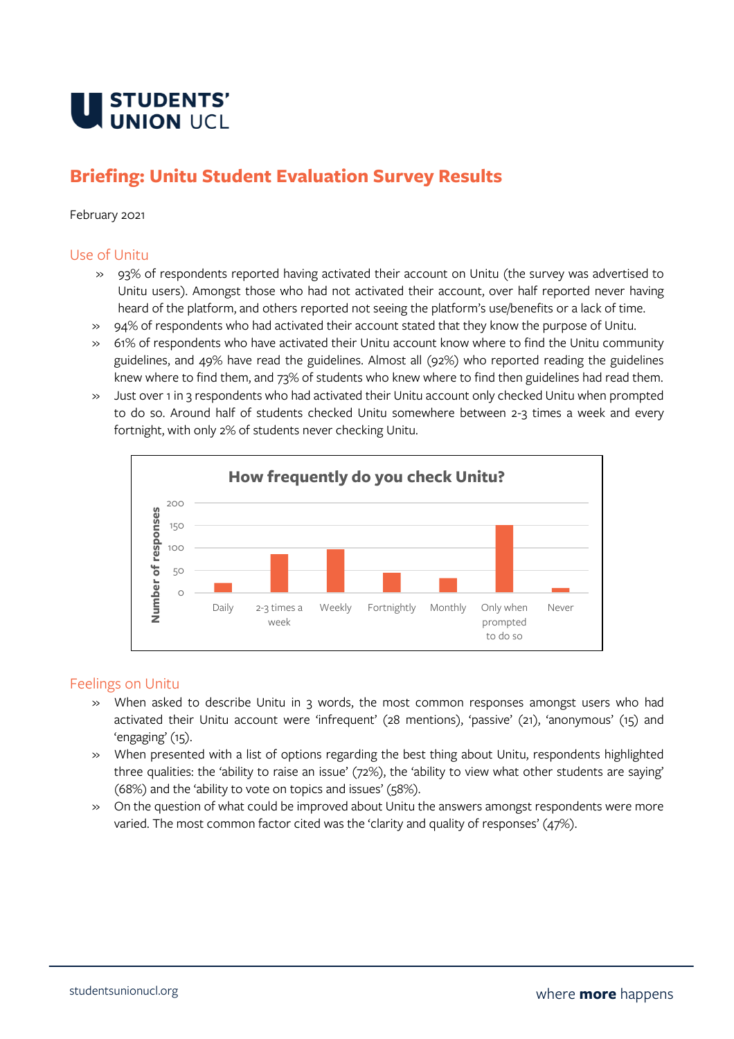# Briefing: Unitu Student Evaluation Survey Results

February 2021

## Use of Unitu

- 93% of respondents reported having activated their account on Unitu (the survey was advertised to Unitu users). Amongst those who had not activated their account, over half reported never having heard of the platform, and others reported not seeing the platform's use/benefits or a lack of time.
- 94% of respondents who had activated their account stated that they know the purpose of Unitu.
- 61% of respondents who have activated their Unitu account know where to find the Unitu community guidelines, and 49% have read the guidelines. Almost all (92%) who reported reading the guidelines knew where to find them, and 73% of students who knew where to find then guidelines had read them.
- Just over 1 in 3 respondents who had activated their Unitu account only checked Unitu when prompted to do so. Around half of students checked Unitu somewhere between 2-3 times a week and every fortnight, with only 2% of students never checking Unitu.

**How frequently do you check Unitu?**

Number of responses (y-axis: 0–200); categories: Daily, 2-3 times a week, Weekly, Fortnightly, Monthly, Only when prompted to do so, Never

## Feelings on Unitu

- When asked to describe Unitu in 3 words, the most common responses amongst users who had activated their Unitu account were 'infrequent' (28 mentions), 'passive' (21), 'anonymous' (15) and 'engaging' (15).
- When presented with a list of options regarding the best thing about Unitu, respondents highlighted three qualities: the 'ability to raise an issue' (72%), the 'ability to view what other students are saying' (68%) and the 'ability to vote on topics and issues' (58%).
- On the question of what could be improved about Unitu the answers amongst respondents were more varied. The most common factor cited was the 'clarity and quality of responses' (47%).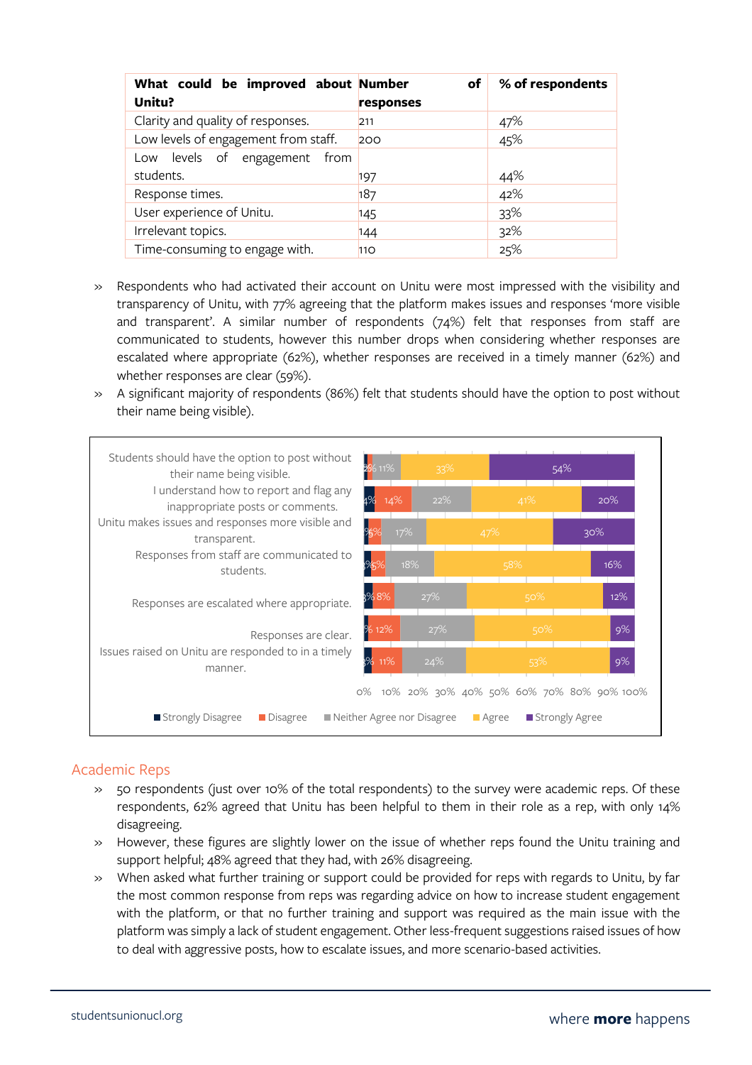| What could be improved about Unitu? | Number of responses | % of respondents |
|---|---|---|
| Clarity and quality of responses. | 211 | 47% |
| Low levels of engagement from staff. | 200 | 45% |
| Low levels of engagement from students. | 197 | 44% |
| Response times. | 187 | 42% |
| User experience of Unitu. | 145 | 33% |
| Irrelevant topics. | 144 | 32% |
| Time-consuming to engage with. | 110 | 25% |

- Respondents who had activated their account on Unitu were most impressed with the visibility and transparency of Unitu, with 77% agreeing that the platform makes issues and responses 'more visible and transparent'. A similar number of respondents (74%) felt that responses from staff are communicated to students, however this number drops when considering whether responses are escalated where appropriate (62%), whether responses are received in a timely manner (62%) and whether responses are clear (59%).
- A significant majority of respondents (86%) felt that students should have the option to post without their name being visible).

Students should have the option to post without their name being visible.
I understand how to report and flag any inappropriate posts or comments.
Unitu makes issues and responses more visible and transparent.
Responses from staff are communicated to students.
Responses are escalated where appropriate.
Responses are clear.
Issues raised on Unitu are responded to in a timely manner.

2% 11% 33% 54%
4% 14% 22% 41% 20%
1% 5% 17% 47% 30%
3% 5% 18% 58% 16%
3% 8% 27% 50% 12%
1% 12% 27% 50% 9%
3% 11% 24% 53% 9%

0% 10% 20% 30% 40% 50% 60% 70% 80% 90% 100%

Strongly Disagree, Disagree, Neither Agree nor Disagree, Agree, Strongly Agree

## Academic Reps

- 50 respondents (just over 10% of the total respondents) to the survey were academic reps. Of these respondents, 62% agreed that Unitu has been helpful to them in their role as a rep, with only 14% disagreeing.
- However, these figures are slightly lower on the issue of whether reps found the Unitu training and support helpful; 48% agreed that they had, with 26% disagreeing.
- When asked what further training or support could be provided for reps with regards to Unitu, by far the most common response from reps was regarding advice on how to increase student engagement with the platform, or that no further training and support was required as the main issue with the platform was simply a lack of student engagement. Other less-frequent suggestions raised issues of how to deal with aggressive posts, how to escalate issues, and more scenario-based activities.